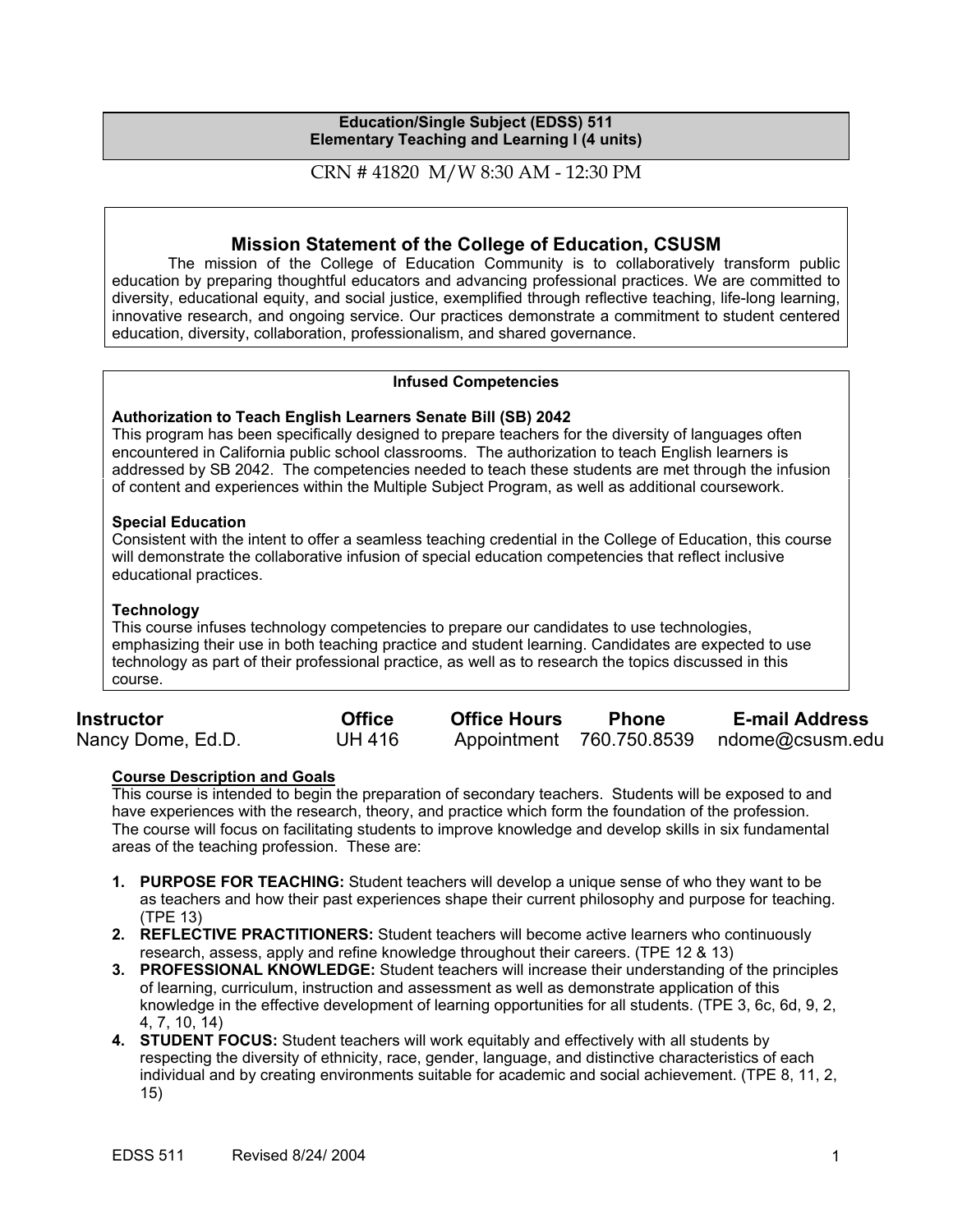**Education/Single Subject (EDSS) 511**
**Elementary Teaching and Learning I (4 units)**

CRN # 41820 M/W 8:30 AM - 12:30 PM

## Mission Statement of the College of Education, CSUSM

The mission of the College of Education Community is to collaboratively transform public education by preparing thoughtful educators and advancing professional practices. We are committed to diversity, educational equity, and social justice, exemplified through reflective teaching, life-long learning, innovative research, and ongoing service. Our practices demonstrate a commitment to student centered education, diversity, collaboration, professionalism, and shared governance.

**Infused Competencies**

**Authorization to Teach English Learners Senate Bill (SB) 2042**
This program has been specifically designed to prepare teachers for the diversity of languages often encountered in California public school classrooms. The authorization to teach English learners is addressed by SB 2042. The competencies needed to teach these students are met through the infusion of content and experiences within the Multiple Subject Program, as well as additional coursework.

**Special Education**
Consistent with the intent to offer a seamless teaching credential in the College of Education, this course will demonstrate the collaborative infusion of special education competencies that reflect inclusive educational practices.

**Technology**
This course infuses technology competencies to prepare our candidates to use technologies, emphasizing their use in both teaching practice and student learning. Candidates are expected to use technology as part of their professional practice, as well as to research the topics discussed in this course.

| Instructor | Office | Office Hours | Phone | E-mail Address |
|---|---|---|---|---|
| Nancy Dome, Ed.D. | UH 416 | Appointment | 760.750.8539 | ndome@csusm.edu |

**Course Description and Goals**

This course is intended to begin the preparation of secondary teachers. Students will be exposed to and have experiences with the research, theory, and practice which form the foundation of the profession. The course will focus on facilitating students to improve knowledge and develop skills in six fundamental areas of the teaching profession. These are:

1. **PURPOSE FOR TEACHING:** Student teachers will develop a unique sense of who they want to be as teachers and how their past experiences shape their current philosophy and purpose for teaching. (TPE 13)
2. **REFLECTIVE PRACTITIONERS:** Student teachers will become active learners who continuously research, assess, apply and refine knowledge throughout their careers. (TPE 12 & 13)
3. **PROFESSIONAL KNOWLEDGE:** Student teachers will increase their understanding of the principles of learning, curriculum, instruction and assessment as well as demonstrate application of this knowledge in the effective development of learning opportunities for all students. (TPE 3, 6c, 6d, 9, 2, 4, 7, 10, 14)
4. **STUDENT FOCUS:** Student teachers will work equitably and effectively with all students by respecting the diversity of ethnicity, race, gender, language, and distinctive characteristics of each individual and by creating environments suitable for academic and social achievement. (TPE 8, 11, 2, 15)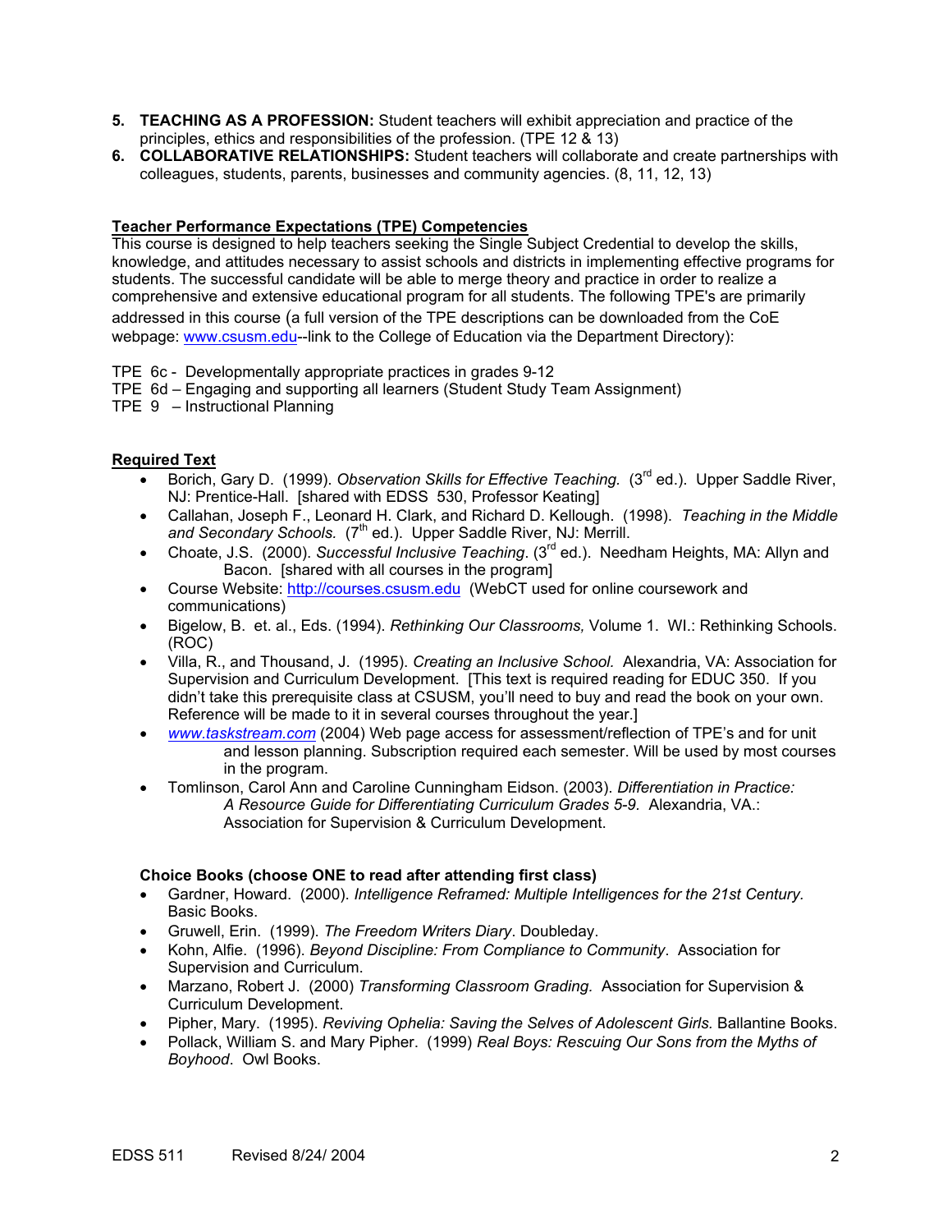5. **TEACHING AS A PROFESSION:** Student teachers will exhibit appreciation and practice of the principles, ethics and responsibilities of the profession. (TPE 12 & 13)
6. **COLLABORATIVE RELATIONSHIPS:** Student teachers will collaborate and create partnerships with colleagues, students, parents, businesses and community agencies. (8, 11, 12, 13)

**Teacher Performance Expectations (TPE) Competencies**

This course is designed to help teachers seeking the Single Subject Credential to develop the skills, knowledge, and attitudes necessary to assist schools and districts in implementing effective programs for students. The successful candidate will be able to merge theory and practice in order to realize a comprehensive and extensive educational program for all students. The following TPE's are primarily addressed in this course (a full version of the TPE descriptions can be downloaded from the CoE webpage: www.csusm.edu--link to the College of Education via the Department Directory):

TPE 6c - Developmentally appropriate practices in grades 9-12
TPE 6d – Engaging and supporting all learners (Student Study Team Assignment)
TPE 9 – Instructional Planning

**Required Text**

- Borich, Gary D. (1999). *Observation Skills for Effective Teaching.* (3rd ed.). Upper Saddle River, NJ: Prentice-Hall. [shared with EDSS 530, Professor Keating]
- Callahan, Joseph F., Leonard H. Clark, and Richard D. Kellough. (1998). *Teaching in the Middle and Secondary Schools.* (7th ed.). Upper Saddle River, NJ: Merrill.
- Choate, J.S. (2000). *Successful Inclusive Teaching*. (3rd ed.). Needham Heights, MA: Allyn and Bacon. [shared with all courses in the program]
- Course Website: http://courses.csusm.edu (WebCT used for online coursework and communications)
- Bigelow, B. et. al., Eds. (1994). *Rethinking Our Classrooms,* Volume 1. WI.: Rethinking Schools. (ROC)
- Villa, R., and Thousand, J. (1995). *Creating an Inclusive School.* Alexandria, VA: Association for Supervision and Curriculum Development. [This text is required reading for EDUC 350. If you didn't take this prerequisite class at CSUSM, you'll need to buy and read the book on your own. Reference will be made to it in several courses throughout the year.]
- *www.taskstream.com* (2004) Web page access for assessment/reflection of TPE's and for unit and lesson planning. Subscription required each semester. Will be used by most courses in the program.
- Tomlinson, Carol Ann and Caroline Cunningham Eidson. (2003). *Differentiation in Practice: A Resource Guide for Differentiating Curriculum Grades 5-9*. Alexandria, VA.: Association for Supervision & Curriculum Development.

**Choice Books (choose ONE to read after attending first class)**

- Gardner, Howard. (2000). *Intelligence Reframed: Multiple Intelligences for the 21st Century.* Basic Books.
- Gruwell, Erin. (1999). *The Freedom Writers Diary*. Doubleday.
- Kohn, Alfie. (1996). *Beyond Discipline: From Compliance to Community*. Association for Supervision and Curriculum.
- Marzano, Robert J. (2000) *Transforming Classroom Grading.* Association for Supervision & Curriculum Development.
- Pipher, Mary. (1995). *Reviving Ophelia: Saving the Selves of Adolescent Girls.* Ballantine Books.
- Pollack, William S. and Mary Pipher. (1999) *Real Boys: Rescuing Our Sons from the Myths of Boyhood*. Owl Books.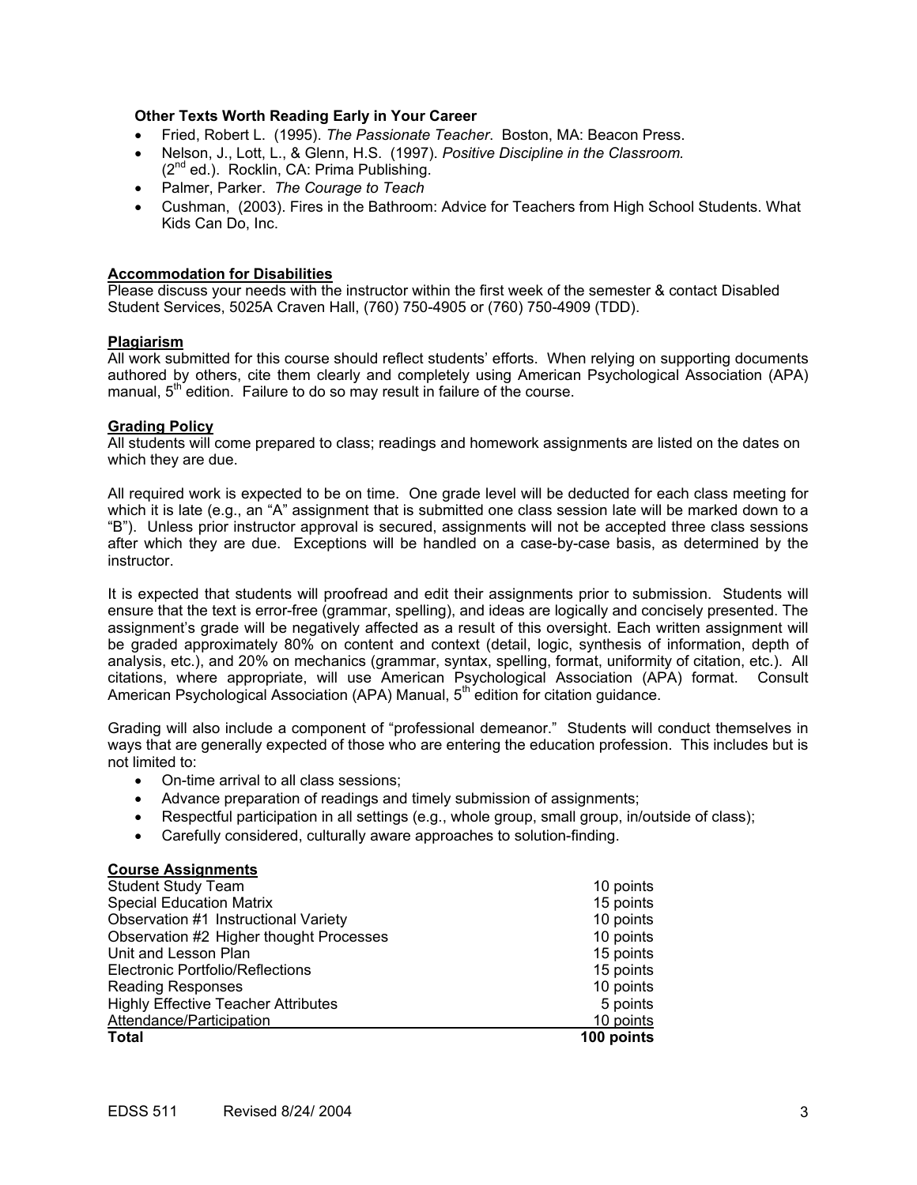**Other Texts Worth Reading Early in Your Career**

- Fried, Robert L. (1995). *The Passionate Teacher*. Boston, MA: Beacon Press.
- Nelson, J., Lott, L., & Glenn, H.S. (1997). *Positive Discipline in the Classroom.* (2nd ed.). Rocklin, CA: Prima Publishing.
- Palmer, Parker. *The Courage to Teach*
- Cushman, (2003). Fires in the Bathroom: Advice for Teachers from High School Students. What Kids Can Do, Inc.

**Accommodation for Disabilities**

Please discuss your needs with the instructor within the first week of the semester & contact Disabled Student Services, 5025A Craven Hall, (760) 750-4905 or (760) 750-4909 (TDD).

**Plagiarism**

All work submitted for this course should reflect students' efforts. When relying on supporting documents authored by others, cite them clearly and completely using American Psychological Association (APA) manual, 5th edition. Failure to do so may result in failure of the course.

**Grading Policy**

All students will come prepared to class; readings and homework assignments are listed on the dates on which they are due.

All required work is expected to be on time. One grade level will be deducted for each class meeting for which it is late (e.g., an "A" assignment that is submitted one class session late will be marked down to a "B"). Unless prior instructor approval is secured, assignments will not be accepted three class sessions after which they are due. Exceptions will be handled on a case-by-case basis, as determined by the instructor.

It is expected that students will proofread and edit their assignments prior to submission. Students will ensure that the text is error-free (grammar, spelling), and ideas are logically and concisely presented. The assignment's grade will be negatively affected as a result of this oversight. Each written assignment will be graded approximately 80% on content and context (detail, logic, synthesis of information, depth of analysis, etc.), and 20% on mechanics (grammar, syntax, spelling, format, uniformity of citation, etc.). All citations, where appropriate, will use American Psychological Association (APA) format. Consult American Psychological Association (APA) Manual, 5th edition for citation guidance.

Grading will also include a component of "professional demeanor." Students will conduct themselves in ways that are generally expected of those who are entering the education profession. This includes but is not limited to:

- On-time arrival to all class sessions;
- Advance preparation of readings and timely submission of assignments;
- Respectful participation in all settings (e.g., whole group, small group, in/outside of class);
- Carefully considered, culturally aware approaches to solution-finding.

**Course Assignments**

| Assignment | Points |
|---|---|
| Student Study Team | 10 points |
| Special Education Matrix | 15 points |
| Observation #1 Instructional Variety | 10 points |
| Observation #2 Higher thought Processes | 10 points |
| Unit and Lesson Plan | 15 points |
| Electronic Portfolio/Reflections | 15 points |
| Reading Responses | 10 points |
| Highly Effective Teacher Attributes | 5 points |
| Attendance/Participation | 10 points |
| **Total** | **100 points** |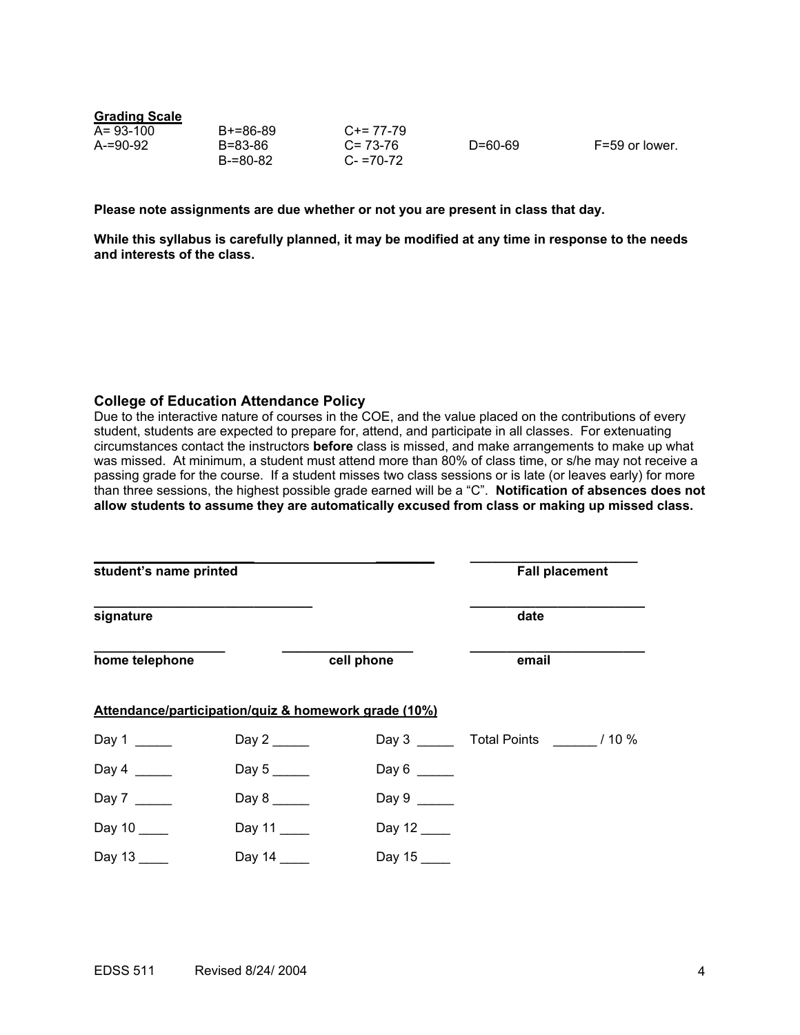**Grading Scale**

| | | | | |
|---|---|---|---|---|
| A= 93-100 | B+=86-89 | C+= 77-79 | | |
| A-=90-92 | B=83-86 | C= 73-76 | D=60-69 | F=59 or lower. |
| | B-=80-82 | C- =70-72 | | |

**Please note assignments are due whether or not you are present in class that day.**

**While this syllabus is carefully planned, it may be modified at any time in response to the needs and interests of the class.**

### College of Education Attendance Policy

Due to the interactive nature of courses in the COE, and the value placed on the contributions of every student, students are expected to prepare for, attend, and participate in all classes. For extenuating circumstances contact the instructors **before** class is missed, and make arrangements to make up what was missed. At minimum, a student must attend more than 80% of class time, or s/he may not receive a passing grade for the course. If a student misses two class sessions or is late (or leaves early) for more than three sessions, the highest possible grade earned will be a "C". **Notification of absences does not allow students to assume they are automatically excused from class or making up missed class.**

_______________________________ _______________________ ________________________
**student's name printed** **Fall placement**

_______________________________ ________________________
**signature** **date**

__________________ __________________ ________________________
**home telephone** **cell phone** **email**

**Attendance/participation/quiz & homework grade (10%)**

Day 1 _____ Day 2 _____ Day 3 _____ Total Points ______ / 10 %

Day 4 _____ Day 5 _____ Day 6 _____

Day 7 _____ Day 8 _____ Day 9 _____

Day 10 ____ Day 11 ____ Day 12 ____

Day 13 ____ Day 14 ____ Day 15 ____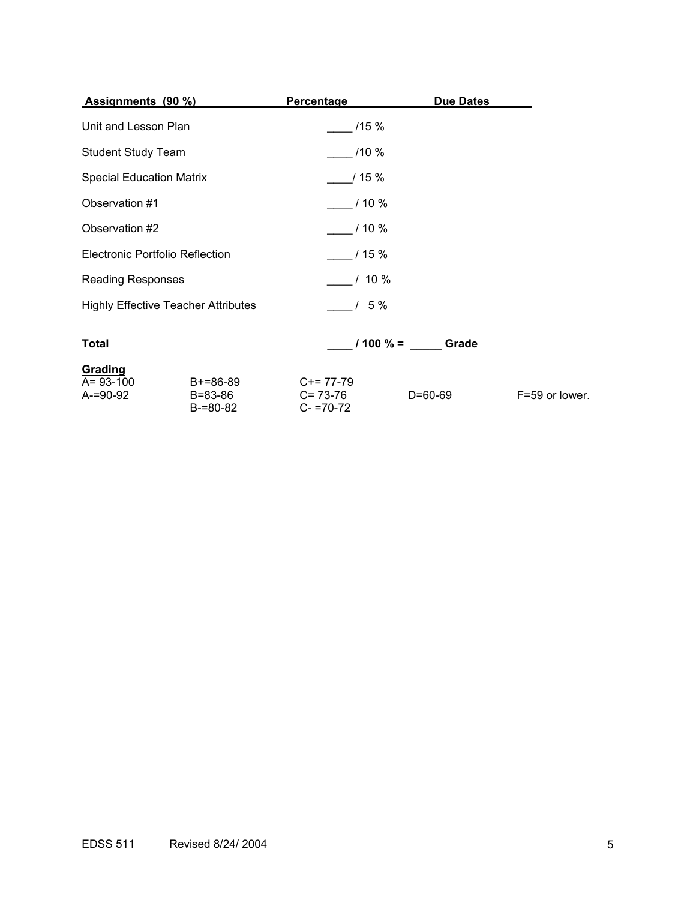| Assignments (90 %) | Percentage | Due Dates |
|---|---|---|
| Unit and Lesson Plan | ____ /15 % | |
| Student Study Team | ____ /10 % | |
| Special Education Matrix | ____/ 15 % | |
| Observation #1 | ____ / 10 % | |
| Observation #2 | ____ / 10 % | |
| Electronic Portfolio Reflection | ____ / 15 % | |
| Reading Responses | ____ / 10 % | |
| Highly Effective Teacher Attributes | ____ / 5 % | |
| **Total** | **____ / 100 % = _____ Grade** | |

**Grading**

| | | | | |
|---|---|---|---|---|
| A= 93-100 | B+=86-89 | C+= 77-79 | | |
| A-=90-92 | B=83-86 | C= 73-76 | D=60-69 | F=59 or lower. |
| | B-=80-82 | C- =70-72 | | |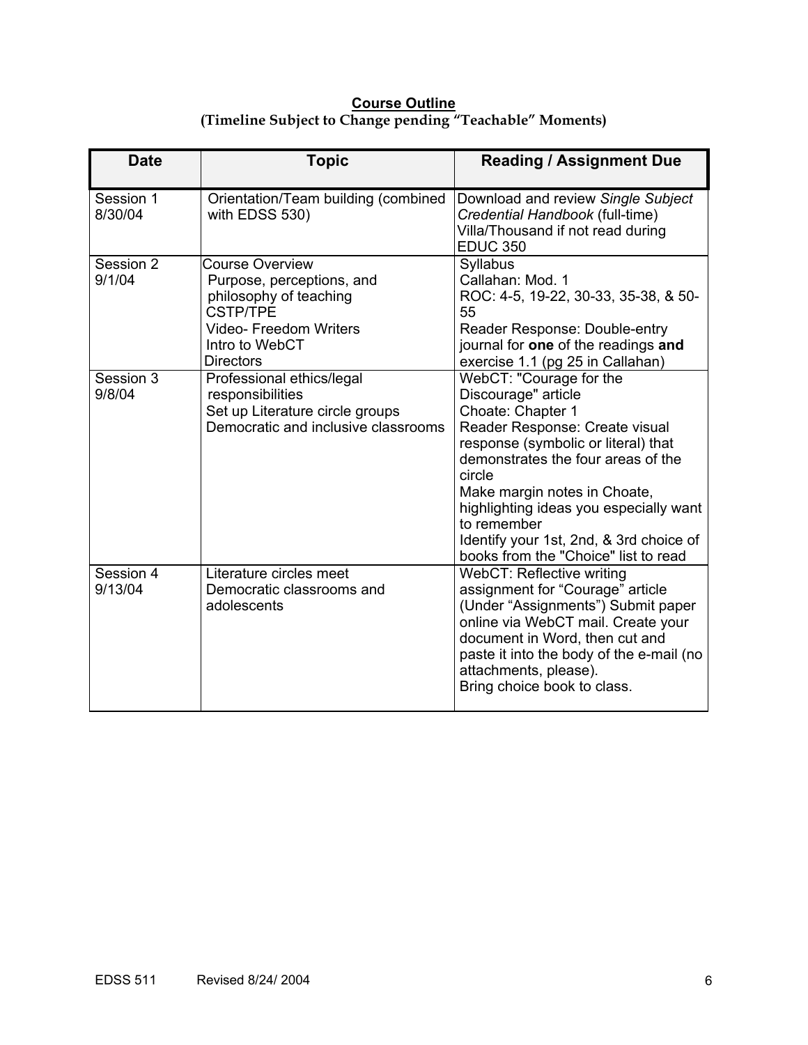**Course Outline**
**(Timeline Subject to Change pending "Teachable" Moments)**

| Date | Topic | Reading / Assignment Due |
|---|---|---|
| Session 1 8/30/04 | Orientation/Team building (combined with EDSS 530) | Download and review *Single Subject Credential Handbook* (full-time) Villa/Thousand if not read during EDUC 350 |
| Session 2 9/1/04 | Course Overview<br>Purpose, perceptions, and philosophy of teaching<br>CSTP/TPE<br>Video- Freedom Writers<br>Intro to WebCT<br>Directors | Syllabus<br>Callahan: Mod. 1<br>ROC: 4-5, 19-22, 30-33, 35-38, & 50-55<br>Reader Response: Double-entry journal for **one** of the readings **and** exercise 1.1 (pg 25 in Callahan) |
| Session 3 9/8/04 | Professional ethics/legal responsibilities<br>Set up Literature circle groups<br>Democratic and inclusive classrooms | WebCT: "Courage for the Discourage" article<br>Choate: Chapter 1<br>Reader Response: Create visual response (symbolic or literal) that demonstrates the four areas of the circle<br>Make margin notes in Choate, highlighting ideas you especially want to remember<br>Identify your 1st, 2nd, & 3rd choice of books from the "Choice" list to read |
| Session 4 9/13/04 | Literature circles meet<br>Democratic classrooms and adolescents | WebCT: Reflective writing assignment for "Courage" article (Under "Assignments") Submit paper online via WebCT mail. Create your document in Word, then cut and paste it into the body of the e-mail (no attachments, please).<br>Bring choice book to class. |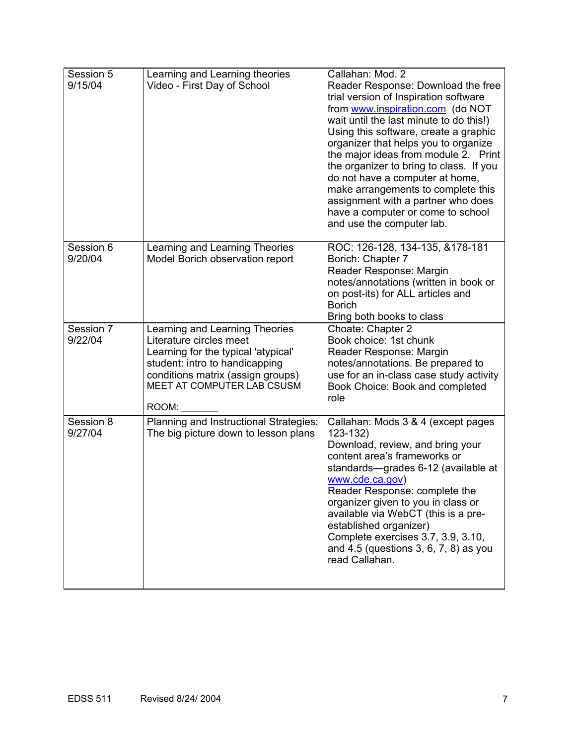| | | |
|---|---|---|
| Session 5<br>9/15/04 | Learning and Learning theories<br>Video - First Day of School | Callahan: Mod. 2<br>Reader Response: Download the free trial version of Inspiration software from www.inspiration.com (do NOT wait until the last minute to do this!) Using this software, create a graphic organizer that helps you to organize the major ideas from module 2. Print the organizer to bring to class. If you do not have a computer at home, make arrangements to complete this assignment with a partner who does have a computer or come to school and use the computer lab. |
| Session 6<br>9/20/04 | Learning and Learning Theories<br>Model Borich observation report | ROC: 126-128, 134-135, &178-181<br>Borich: Chapter 7<br>Reader Response: Margin notes/annotations (written in book or on post-its) for ALL articles and Borich<br>Bring both books to class |
| Session 7<br>9/22/04 | Learning and Learning Theories<br>Literature circles meet<br>Learning for the typical 'atypical' student: intro to handicapping conditions matrix (assign groups)<br>MEET AT COMPUTER LAB CSUSM<br><br>ROOM: _______ | Choate: Chapter 2<br>Book choice: 1st chunk<br>Reader Response: Margin notes/annotations. Be prepared to use for an in-class case study activity<br>Book Choice: Book and completed role |
| Session 8<br>9/27/04 | Planning and Instructional Strategies: The big picture down to lesson plans | Callahan: Mods 3 & 4 (except pages 123-132)<br>Download, review, and bring your content area's frameworks or standards—grades 6-12 (available at www.cde.ca.gov)<br>Reader Response: complete the organizer given to you in class or available via WebCT (this is a pre-established organizer)<br>Complete exercises 3.7, 3.9, 3.10, and 4.5 (questions 3, 6, 7, 8) as you read Callahan. |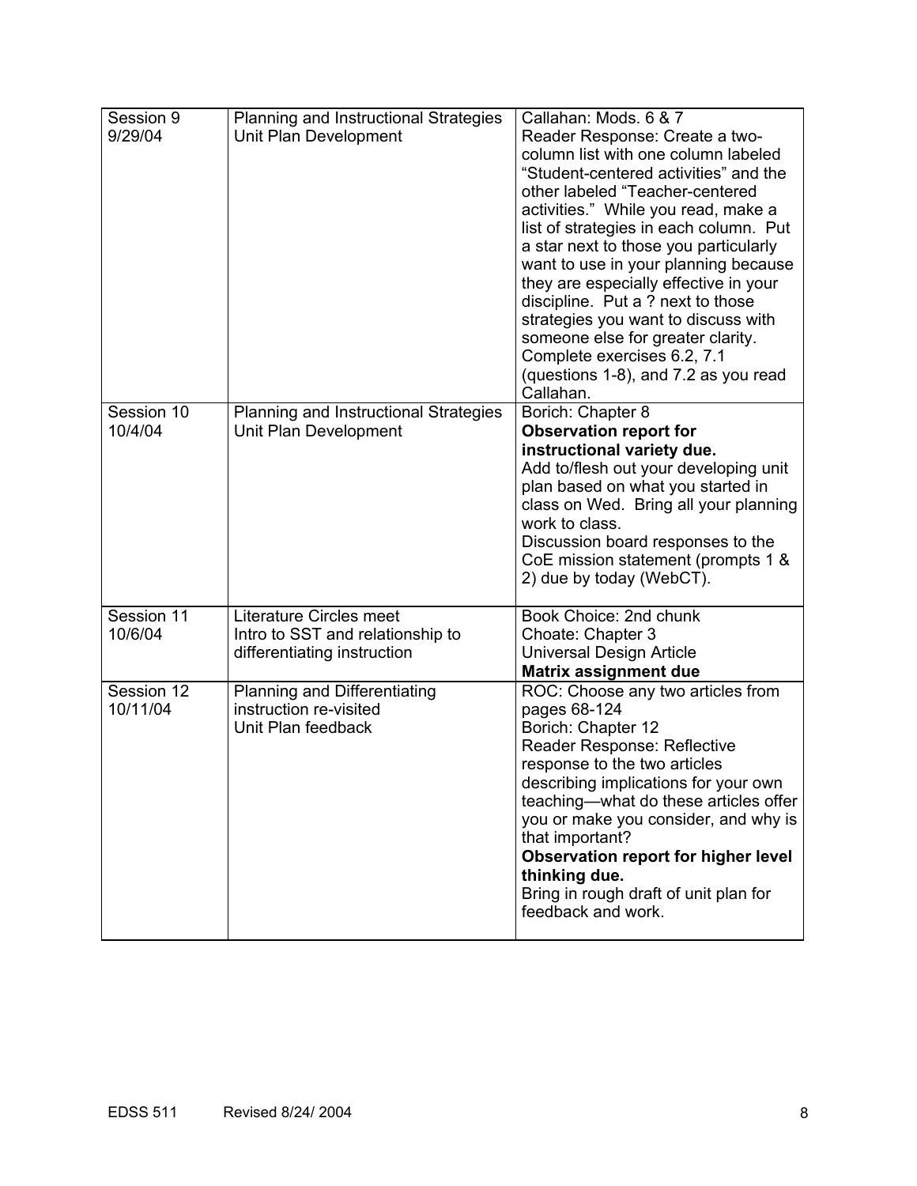| Session 9<br>9/29/04 | Planning and Instructional Strategies<br>Unit Plan Development | Callahan: Mods. 6 & 7<br>Reader Response: Create a two-column list with one column labeled "Student-centered activities" and the other labeled "Teacher-centered activities." While you read, make a list of strategies in each column. Put a star next to those you particularly want to use in your planning because they are especially effective in your discipline. Put a ? next to those strategies you want to discuss with someone else for greater clarity.<br>Complete exercises 6.2, 7.1 (questions 1-8), and 7.2 as you read Callahan. |
|---|---|---|
| Session 10<br>10/4/04 | Planning and Instructional Strategies<br>Unit Plan Development | Borich: Chapter 8<br>**Observation report for instructional variety due.**<br>Add to/flesh out your developing unit plan based on what you started in class on Wed. Bring all your planning work to class.<br>Discussion board responses to the CoE mission statement (prompts 1 & 2) due by today (WebCT). |
| Session 11<br>10/6/04 | Literature Circles meet<br>Intro to SST and relationship to differentiating instruction | Book Choice: 2nd chunk<br>Choate: Chapter 3<br>Universal Design Article<br>**Matrix assignment due** |
| Session 12<br>10/11/04 | Planning and Differentiating instruction re-visited<br>Unit Plan feedback | ROC: Choose any two articles from pages 68-124<br>Borich: Chapter 12<br>Reader Response: Reflective response to the two articles describing implications for your own teaching—what do these articles offer you or make you consider, and why is that important?<br>**Observation report for higher level thinking due.**<br>Bring in rough draft of unit plan for feedback and work. |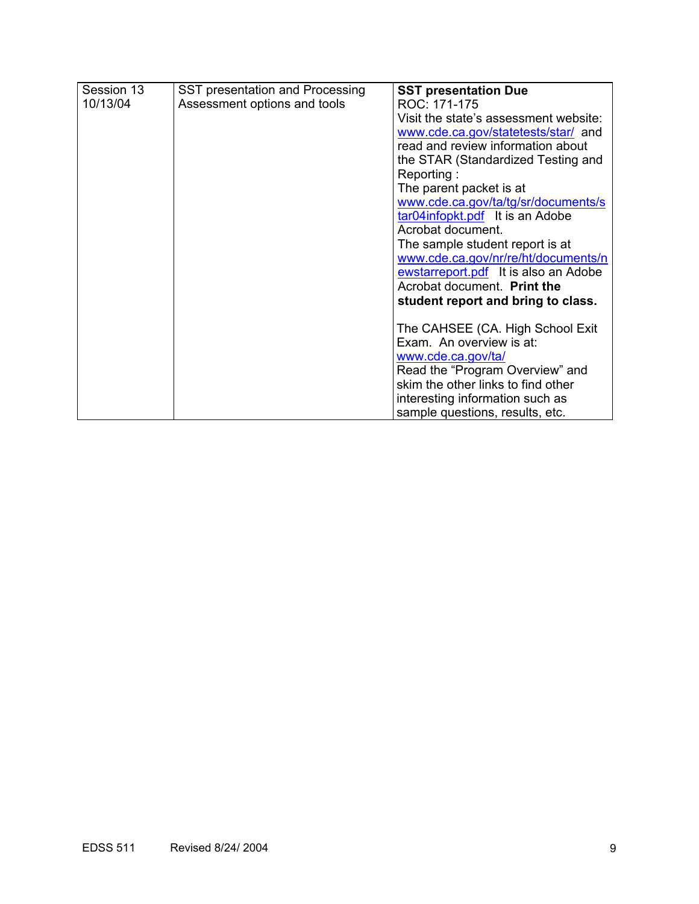| Session 13 10/13/04 | SST presentation and Processing Assessment options and tools | **SST presentation Due**<br>ROC: 171-175<br>Visit the state's assessment website: www.cde.ca.gov/statetests/star/ and read and review information about the STAR (Standardized Testing and Reporting :<br>The parent packet is at www.cde.ca.gov/ta/tg/sr/documents/star04infopkt.pdf It is an Adobe Acrobat document.<br>The sample student report is at www.cde.ca.gov/nr/re/ht/documents/newstarreport.pdf It is also an Adobe Acrobat document. **Print the student report and bring to class.**<br><br>The CAHSEE (CA. High School Exit Exam. An overview is at: www.cde.ca.gov/ta/<br>Read the "Program Overview" and skim the other links to find other interesting information such as sample questions, results, etc. |
|---|---|---|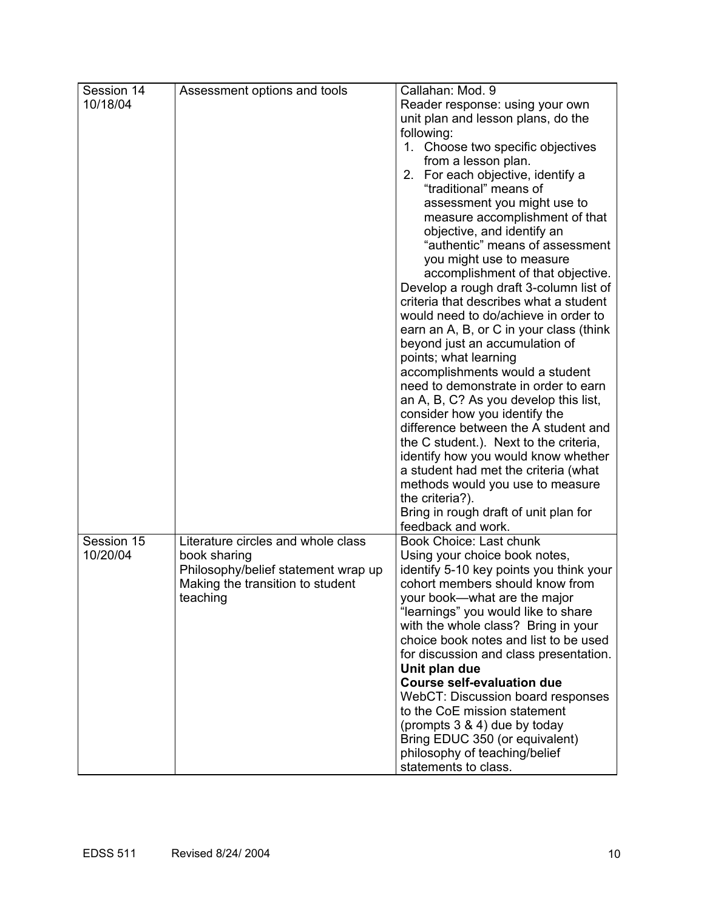| | | |
|---|---|---|
| Session 14<br>10/18/04 | Assessment options and tools | Callahan: Mod. 9<br>Reader response: using your own unit plan and lesson plans, do the following:<br>1. Choose two specific objectives from a lesson plan.<br>2. For each objective, identify a "traditional" means of assessment you might use to measure accomplishment of that objective, and identify an "authentic" means of assessment you might use to measure accomplishment of that objective.<br>Develop a rough draft 3-column list of criteria that describes what a student would need to do/achieve in order to earn an A, B, or C in your class (think beyond just an accumulation of points; what learning accomplishments would a student need to demonstrate in order to earn an A, B, C? As you develop this list, consider how you identify the difference between the A student and the C student.). Next to the criteria, identify how you would know whether a student had met the criteria (what methods would you use to measure the criteria?).<br>Bring in rough draft of unit plan for feedback and work. |
| Session 15<br>10/20/04 | Literature circles and whole class book sharing<br>Philosophy/belief statement wrap up<br>Making the transition to student teaching | Book Choice: Last chunk<br>Using your choice book notes, identify 5-10 key points you think your cohort members should know from your book—what are the major "learnings" you would like to share with the whole class? Bring in your choice book notes and list to be used for discussion and class presentation.<br>**Unit plan due**<br>**Course self-evaluation due**<br>WebCT: Discussion board responses to the CoE mission statement (prompts 3 & 4) due by today<br>Bring EDUC 350 (or equivalent) philosophy of teaching/belief statements to class. |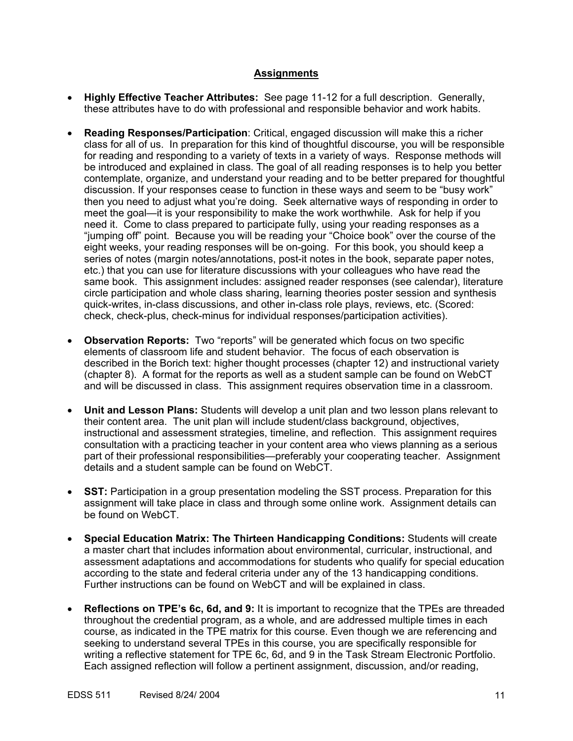## Assignments

- **Highly Effective Teacher Attributes:** See page 11-12 for a full description. Generally, these attributes have to do with professional and responsible behavior and work habits.

- **Reading Responses/Participation**: Critical, engaged discussion will make this a richer class for all of us. In preparation for this kind of thoughtful discourse, you will be responsible for reading and responding to a variety of texts in a variety of ways. Response methods will be introduced and explained in class. The goal of all reading responses is to help you better contemplate, organize, and understand your reading and to be better prepared for thoughtful discussion. If your responses cease to function in these ways and seem to be "busy work" then you need to adjust what you're doing. Seek alternative ways of responding in order to meet the goal—it is your responsibility to make the work worthwhile. Ask for help if you need it. Come to class prepared to participate fully, using your reading responses as a "jumping off" point. Because you will be reading your "Choice book" over the course of the eight weeks, your reading responses will be on-going. For this book, you should keep a series of notes (margin notes/annotations, post-it notes in the book, separate paper notes, etc.) that you can use for literature discussions with your colleagues who have read the same book. This assignment includes: assigned reader responses (see calendar), literature circle participation and whole class sharing, learning theories poster session and synthesis quick-writes, in-class discussions, and other in-class role plays, reviews, etc. (Scored: check, check-plus, check-minus for individual responses/participation activities).

- **Observation Reports:** Two "reports" will be generated which focus on two specific elements of classroom life and student behavior. The focus of each observation is described in the Borich text: higher thought processes (chapter 12) and instructional variety (chapter 8). A format for the reports as well as a student sample can be found on WebCT and will be discussed in class. This assignment requires observation time in a classroom.

- **Unit and Lesson Plans:** Students will develop a unit plan and two lesson plans relevant to their content area. The unit plan will include student/class background, objectives, instructional and assessment strategies, timeline, and reflection. This assignment requires consultation with a practicing teacher in your content area who views planning as a serious part of their professional responsibilities—preferably your cooperating teacher. Assignment details and a student sample can be found on WebCT.

- **SST:** Participation in a group presentation modeling the SST process. Preparation for this assignment will take place in class and through some online work. Assignment details can be found on WebCT.

- **Special Education Matrix: The Thirteen Handicapping Conditions:** Students will create a master chart that includes information about environmental, curricular, instructional, and assessment adaptations and accommodations for students who qualify for special education according to the state and federal criteria under any of the 13 handicapping conditions. Further instructions can be found on WebCT and will be explained in class.

- **Reflections on TPE's 6c, 6d, and 9:** It is important to recognize that the TPEs are threaded throughout the credential program, as a whole, and are addressed multiple times in each course, as indicated in the TPE matrix for this course. Even though we are referencing and seeking to understand several TPEs in this course, you are specifically responsible for writing a reflective statement for TPE 6c, 6d, and 9 in the Task Stream Electronic Portfolio. Each assigned reflection will follow a pertinent assignment, discussion, and/or reading,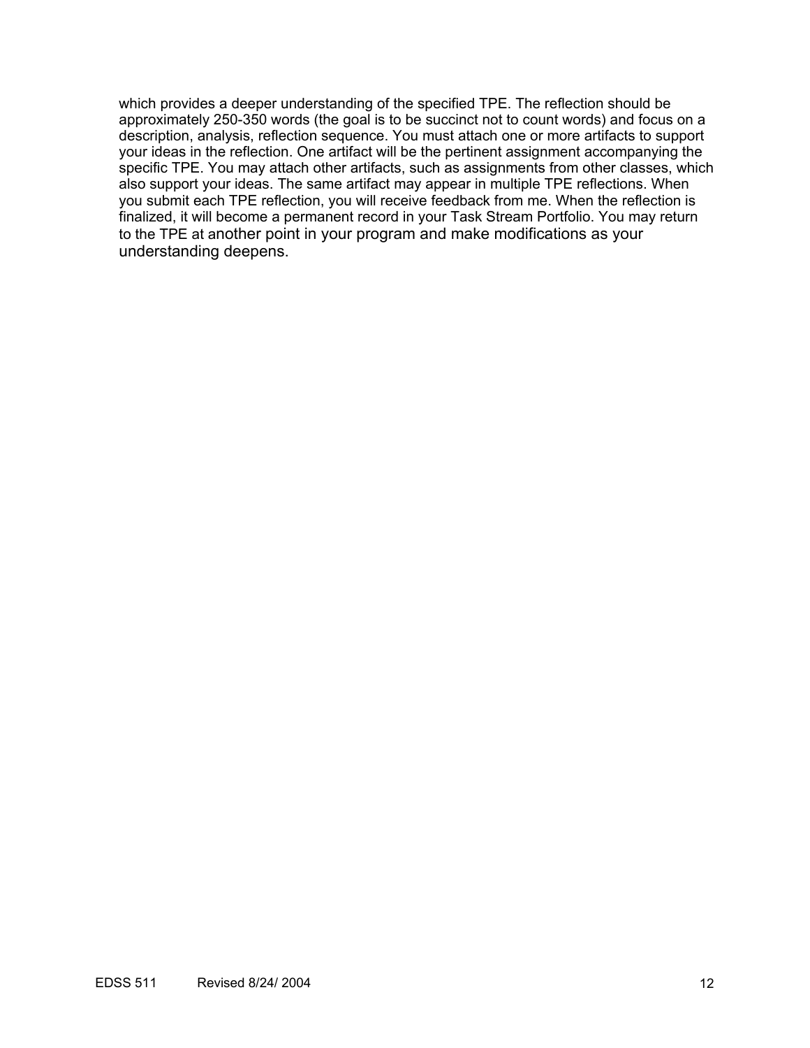which provides a deeper understanding of the specified TPE. The reflection should be approximately 250-350 words (the goal is to be succinct not to count words) and focus on a description, analysis, reflection sequence. You must attach one or more artifacts to support your ideas in the reflection. One artifact will be the pertinent assignment accompanying the specific TPE. You may attach other artifacts, such as assignments from other classes, which also support your ideas. The same artifact may appear in multiple TPE reflections. When you submit each TPE reflection, you will receive feedback from me. When the reflection is finalized, it will become a permanent record in your Task Stream Portfolio. You may return to the TPE at another point in your program and make modifications as your understanding deepens.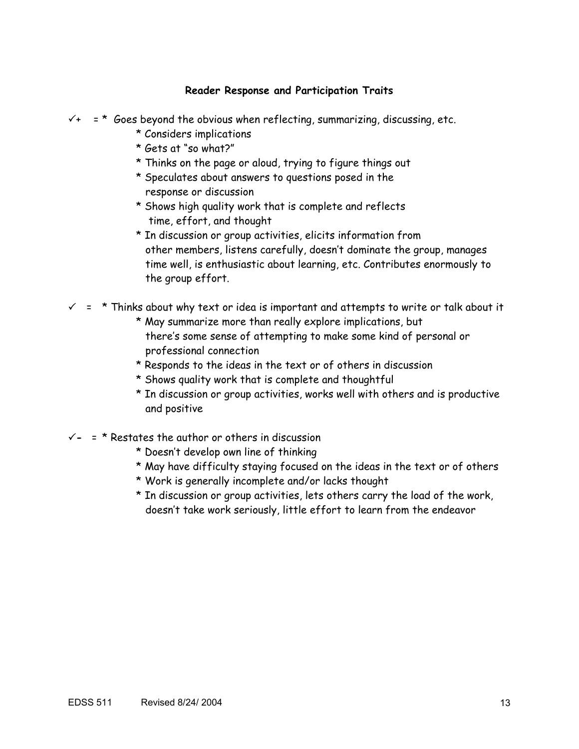**Reader Response and Participation Traits**

✓+ = * Goes beyond the obvious when reflecting, summarizing, discussing, etc.
- * Considers implications
- * Gets at "so what?"
- * Thinks on the page or aloud, trying to figure things out
- * Speculates about answers to questions posed in the response or discussion
- * Shows high quality work that is complete and reflects time, effort, and thought
- * In discussion or group activities, elicits information from other members, listens carefully, doesn't dominate the group, manages time well, is enthusiastic about learning, etc. Contributes enormously to the group effort.

✓ = * Thinks about why text or idea is important and attempts to write or talk about it
- * May summarize more than really explore implications, but there's some sense of attempting to make some kind of personal or professional connection
- * Responds to the ideas in the text or of others in discussion
- * Shows quality work that is complete and thoughtful
- * In discussion or group activities, works well with others and is productive and positive

✓- = * Restates the author or others in discussion
- * Doesn't develop own line of thinking
- * May have difficulty staying focused on the ideas in the text or of others
- * Work is generally incomplete and/or lacks thought
- * In discussion or group activities, lets others carry the load of the work, doesn't take work seriously, little effort to learn from the endeavor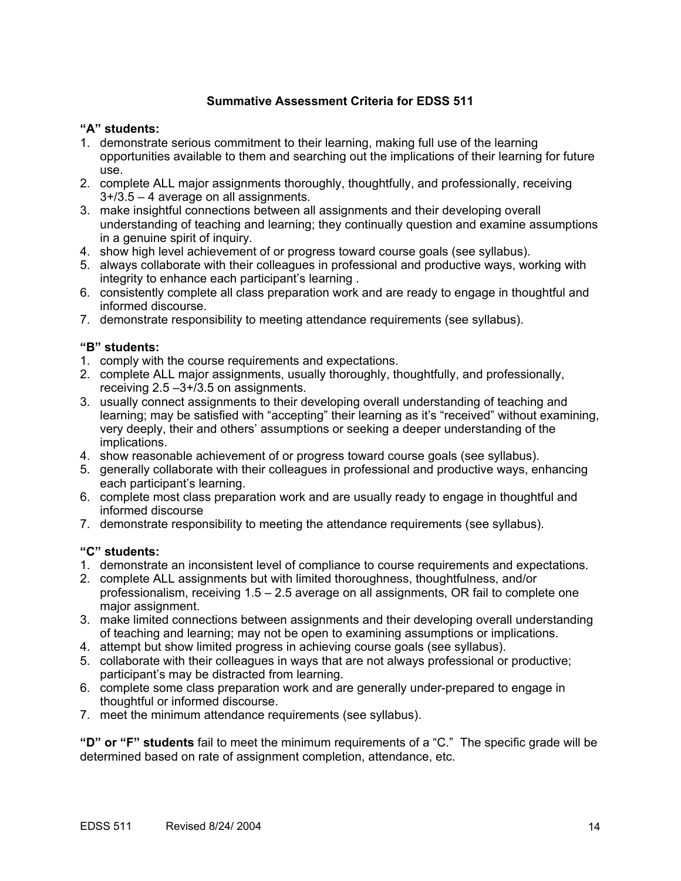## Summative Assessment Criteria for EDSS 511

**"A" students:**

1. demonstrate serious commitment to their learning, making full use of the learning opportunities available to them and searching out the implications of their learning for future use.
2. complete ALL major assignments thoroughly, thoughtfully, and professionally, receiving 3+/3.5 – 4 average on all assignments.
3. make insightful connections between all assignments and their developing overall understanding of teaching and learning; they continually question and examine assumptions in a genuine spirit of inquiry.
4. show high level achievement of or progress toward course goals (see syllabus).
5. always collaborate with their colleagues in professional and productive ways, working with integrity to enhance each participant's learning .
6. consistently complete all class preparation work and are ready to engage in thoughtful and informed discourse.
7. demonstrate responsibility to meeting attendance requirements (see syllabus).

**"B" students:**

1. comply with the course requirements and expectations.
2. complete ALL major assignments, usually thoroughly, thoughtfully, and professionally, receiving 2.5 –3+/3.5 on assignments.
3. usually connect assignments to their developing overall understanding of teaching and learning; may be satisfied with "accepting" their learning as it's "received" without examining, very deeply, their and others' assumptions or seeking a deeper understanding of the implications.
4. show reasonable achievement of or progress toward course goals (see syllabus).
5. generally collaborate with their colleagues in professional and productive ways, enhancing each participant's learning.
6. complete most class preparation work and are usually ready to engage in thoughtful and informed discourse
7. demonstrate responsibility to meeting the attendance requirements (see syllabus).

**"C" students:**

1. demonstrate an inconsistent level of compliance to course requirements and expectations.
2. complete ALL assignments but with limited thoroughness, thoughtfulness, and/or professionalism, receiving 1.5 – 2.5 average on all assignments, OR fail to complete one major assignment.
3. make limited connections between assignments and their developing overall understanding of teaching and learning; may not be open to examining assumptions or implications.
4. attempt but show limited progress in achieving course goals (see syllabus).
5. collaborate with their colleagues in ways that are not always professional or productive; participant's may be distracted from learning.
6. complete some class preparation work and are generally under-prepared to engage in thoughtful or informed discourse.
7. meet the minimum attendance requirements (see syllabus).

**"D" or "F" students** fail to meet the minimum requirements of a "C." The specific grade will be determined based on rate of assignment completion, attendance, etc.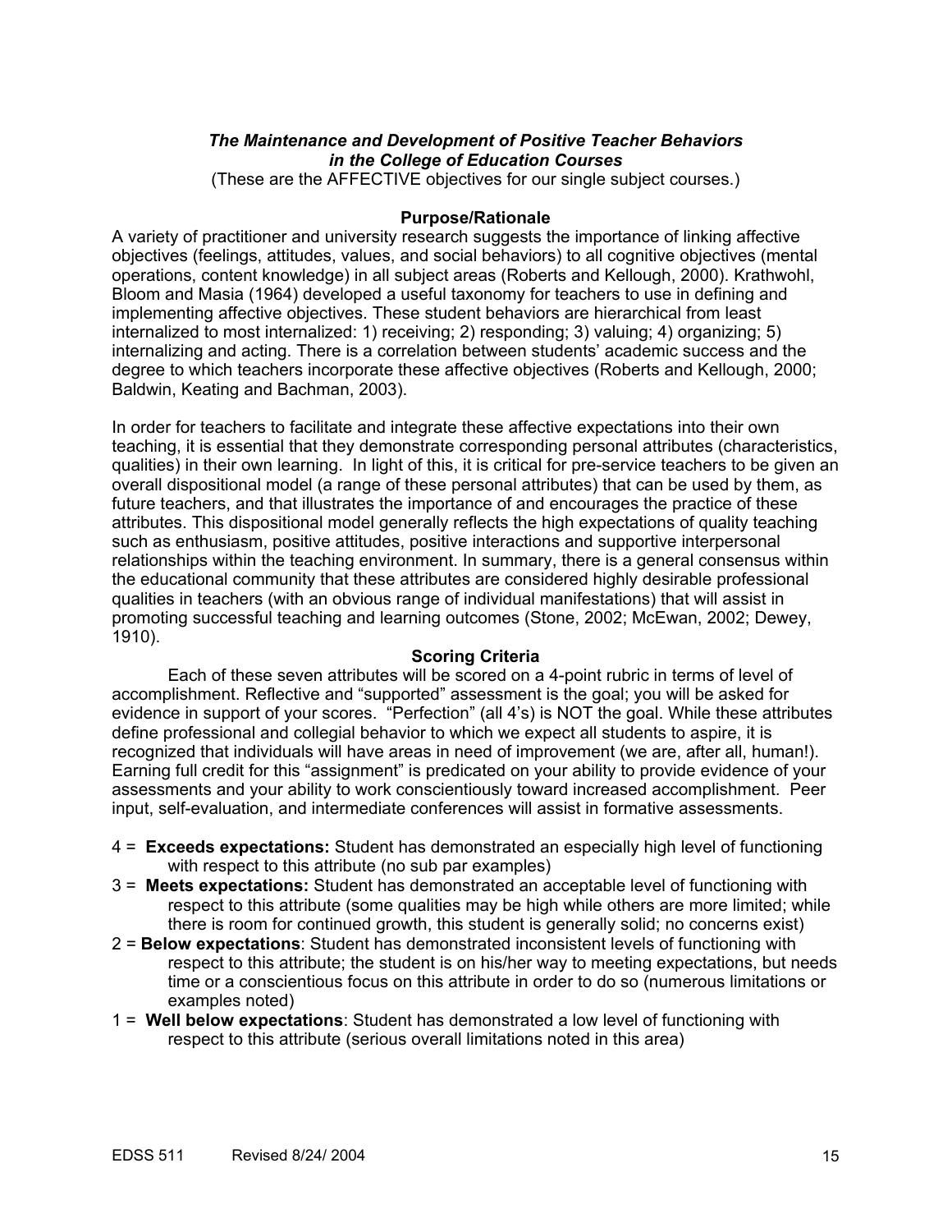***The Maintenance and Development of Positive Teacher Behaviors in the College of Education Courses***

(These are the AFFECTIVE objectives for our single subject courses.)

**Purpose/Rationale**

A variety of practitioner and university research suggests the importance of linking affective objectives (feelings, attitudes, values, and social behaviors) to all cognitive objectives (mental operations, content knowledge) in all subject areas (Roberts and Kellough, 2000). Krathwohl, Bloom and Masia (1964) developed a useful taxonomy for teachers to use in defining and implementing affective objectives. These student behaviors are hierarchical from least internalized to most internalized: 1) receiving; 2) responding; 3) valuing; 4) organizing; 5) internalizing and acting. There is a correlation between students' academic success and the degree to which teachers incorporate these affective objectives (Roberts and Kellough, 2000; Baldwin, Keating and Bachman, 2003).

In order for teachers to facilitate and integrate these affective expectations into their own teaching, it is essential that they demonstrate corresponding personal attributes (characteristics, qualities) in their own learning. In light of this, it is critical for pre-service teachers to be given an overall dispositional model (a range of these personal attributes) that can be used by them, as future teachers, and that illustrates the importance of and encourages the practice of these attributes. This dispositional model generally reflects the high expectations of quality teaching such as enthusiasm, positive attitudes, positive interactions and supportive interpersonal relationships within the teaching environment. In summary, there is a general consensus within the educational community that these attributes are considered highly desirable professional qualities in teachers (with an obvious range of individual manifestations) that will assist in promoting successful teaching and learning outcomes (Stone, 2002; McEwan, 2002; Dewey, 1910).

**Scoring Criteria**

Each of these seven attributes will be scored on a 4-point rubric in terms of level of accomplishment. Reflective and "supported" assessment is the goal; you will be asked for evidence in support of your scores. "Perfection" (all 4's) is NOT the goal. While these attributes define professional and collegial behavior to which we expect all students to aspire, it is recognized that individuals will have areas in need of improvement (we are, after all, human!). Earning full credit for this "assignment" is predicated on your ability to provide evidence of your assessments and your ability to work conscientiously toward increased accomplishment. Peer input, self-evaluation, and intermediate conferences will assist in formative assessments.

- 4 = **Exceeds expectations:** Student has demonstrated an especially high level of functioning with respect to this attribute (no sub par examples)
- 3 = **Meets expectations:** Student has demonstrated an acceptable level of functioning with respect to this attribute (some qualities may be high while others are more limited; while there is room for continued growth, this student is generally solid; no concerns exist)
- 2 = **Below expectations**: Student has demonstrated inconsistent levels of functioning with respect to this attribute; the student is on his/her way to meeting expectations, but needs time or a conscientious focus on this attribute in order to do so (numerous limitations or examples noted)
- 1 = **Well below expectations**: Student has demonstrated a low level of functioning with respect to this attribute (serious overall limitations noted in this area)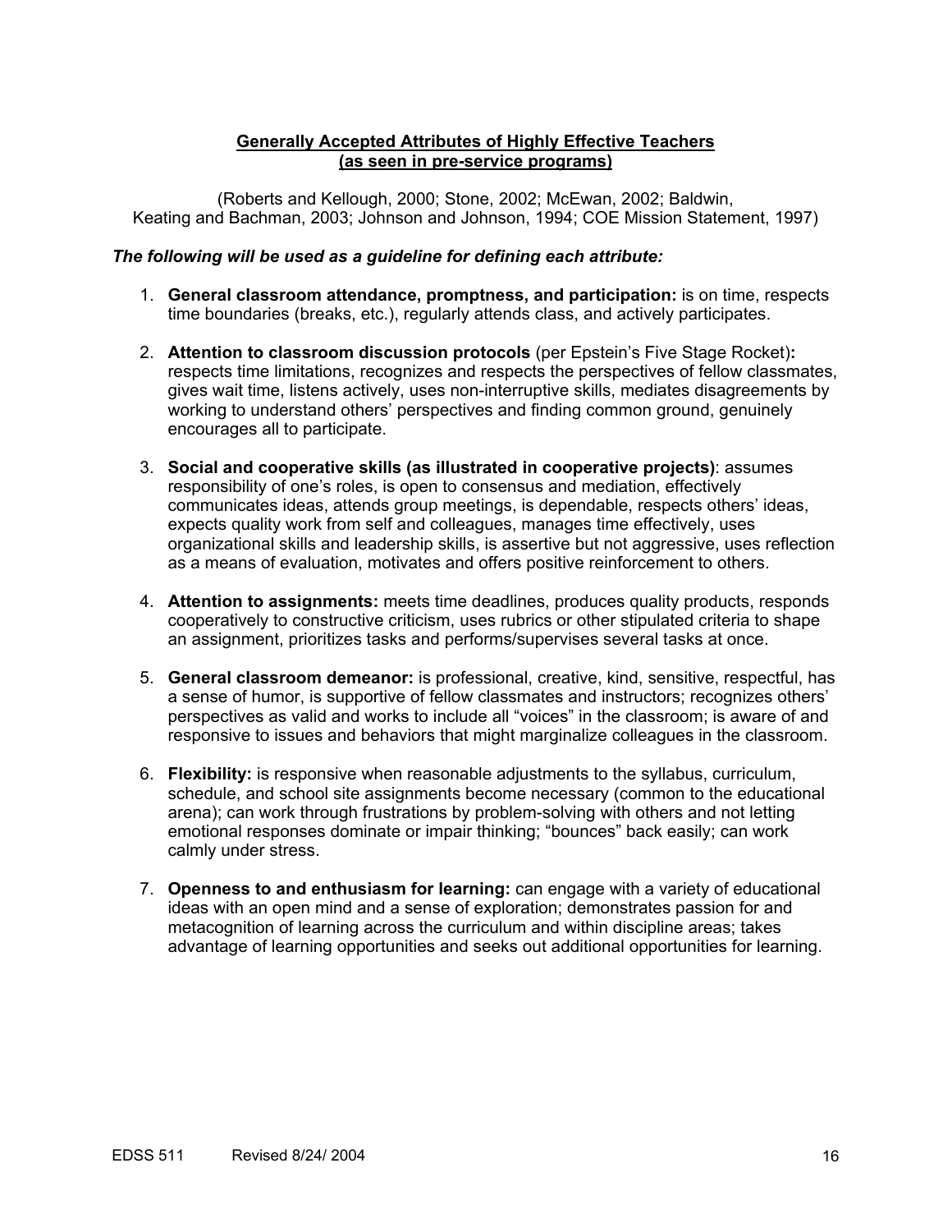## Generally Accepted Attributes of Highly Effective Teachers (as seen in pre-service programs)

(Roberts and Kellough, 2000; Stone, 2002; McEwan, 2002; Baldwin, Keating and Bachman, 2003; Johnson and Johnson, 1994; COE Mission Statement, 1997)

***The following will be used as a guideline for defining each attribute:***

1. **General classroom attendance, promptness, and participation:** is on time, respects time boundaries (breaks, etc.), regularly attends class, and actively participates.

2. **Attention to classroom discussion protocols** (per Epstein's Five Stage Rocket)**:** respects time limitations, recognizes and respects the perspectives of fellow classmates, gives wait time, listens actively, uses non-interruptive skills, mediates disagreements by working to understand others' perspectives and finding common ground, genuinely encourages all to participate.

3. **Social and cooperative skills (as illustrated in cooperative projects)**: assumes responsibility of one's roles, is open to consensus and mediation, effectively communicates ideas, attends group meetings, is dependable, respects others' ideas, expects quality work from self and colleagues, manages time effectively, uses organizational skills and leadership skills, is assertive but not aggressive, uses reflection as a means of evaluation, motivates and offers positive reinforcement to others.

4. **Attention to assignments:** meets time deadlines, produces quality products, responds cooperatively to constructive criticism, uses rubrics or other stipulated criteria to shape an assignment, prioritizes tasks and performs/supervises several tasks at once.

5. **General classroom demeanor:** is professional, creative, kind, sensitive, respectful, has a sense of humor, is supportive of fellow classmates and instructors; recognizes others' perspectives as valid and works to include all "voices" in the classroom; is aware of and responsive to issues and behaviors that might marginalize colleagues in the classroom.

6. **Flexibility:** is responsive when reasonable adjustments to the syllabus, curriculum, schedule, and school site assignments become necessary (common to the educational arena); can work through frustrations by problem-solving with others and not letting emotional responses dominate or impair thinking; "bounces" back easily; can work calmly under stress.

7. **Openness to and enthusiasm for learning:** can engage with a variety of educational ideas with an open mind and a sense of exploration; demonstrates passion for and metacognition of learning across the curriculum and within discipline areas; takes advantage of learning opportunities and seeks out additional opportunities for learning.